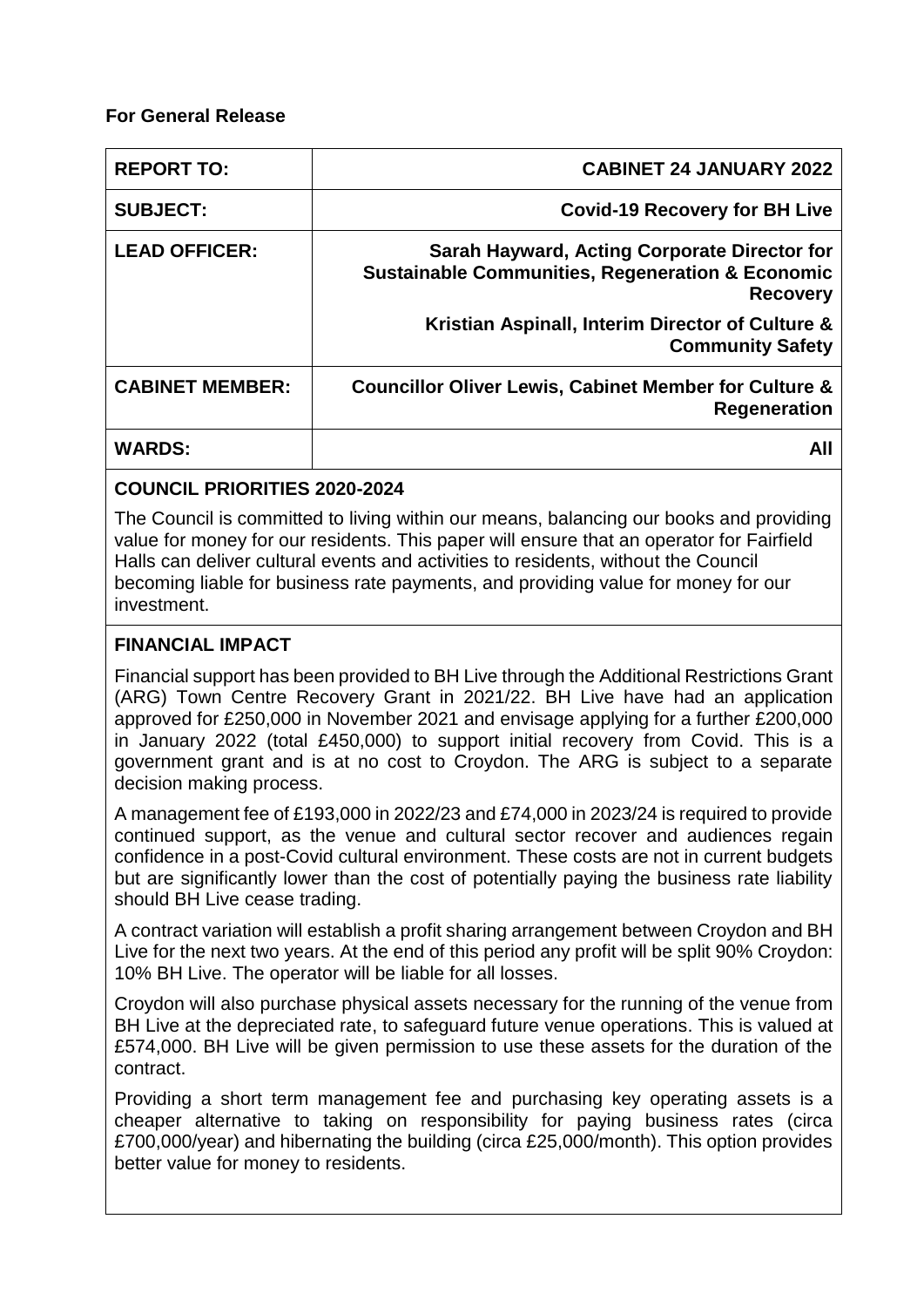**For General Release**

| REPORT TO: | CABINET 24 JANUARY 2022 |
|---|---|
| SUBJECT: | Covid-19 Recovery for BH Live |
| LEAD OFFICER: | Sarah Hayward, Acting Corporate Director for Sustainable Communities, Regeneration & Economic Recovery<br><br>Kristian Aspinall, Interim Director of Culture & Community Safety |
| CABINET MEMBER: | Councillor Oliver Lewis, Cabinet Member for Culture & Regeneration |
| WARDS: | All |

**COUNCIL PRIORITIES 2020-2024**

The Council is committed to living within our means, balancing our books and providing value for money for our residents. This paper will ensure that an operator for Fairfield Halls can deliver cultural events and activities to residents, without the Council becoming liable for business rate payments, and providing value for money for our investment.

**FINANCIAL IMPACT**

Financial support has been provided to BH Live through the Additional Restrictions Grant (ARG) Town Centre Recovery Grant in 2021/22. BH Live have had an application approved for £250,000 in November 2021 and envisage applying for a further £200,000 in January 2022 (total £450,000) to support initial recovery from Covid. This is a government grant and is at no cost to Croydon. The ARG is subject to a separate decision making process.

A management fee of £193,000 in 2022/23 and £74,000 in 2023/24 is required to provide continued support, as the venue and cultural sector recover and audiences regain confidence in a post-Covid cultural environment. These costs are not in current budgets but are significantly lower than the cost of potentially paying the business rate liability should BH Live cease trading.

A contract variation will establish a profit sharing arrangement between Croydon and BH Live for the next two years. At the end of this period any profit will be split 90% Croydon: 10% BH Live. The operator will be liable for all losses.

Croydon will also purchase physical assets necessary for the running of the venue from BH Live at the depreciated rate, to safeguard future venue operations. This is valued at £574,000. BH Live will be given permission to use these assets for the duration of the contract.

Providing a short term management fee and purchasing key operating assets is a cheaper alternative to taking on responsibility for paying business rates (circa £700,000/year) and hibernating the building (circa £25,000/month). This option provides better value for money to residents.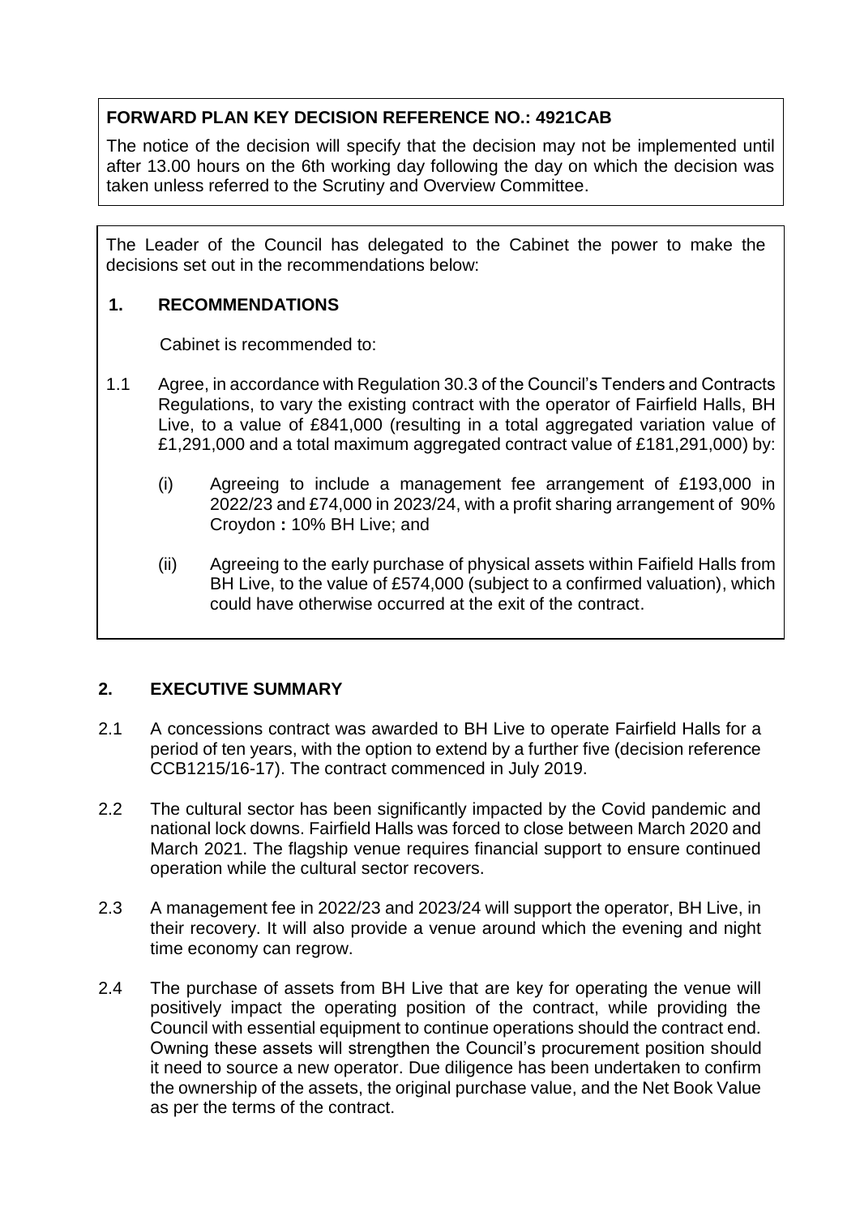**FORWARD PLAN KEY DECISION REFERENCE NO.: 4921CAB**

The notice of the decision will specify that the decision may not be implemented until after 13.00 hours on the 6th working day following the day on which the decision was taken unless referred to the Scrutiny and Overview Committee.

The Leader of the Council has delegated to the Cabinet the power to make the decisions set out in the recommendations below:

## 1. RECOMMENDATIONS

Cabinet is recommended to:

1.1 Agree, in accordance with Regulation 30.3 of the Council's Tenders and Contracts Regulations, to vary the existing contract with the operator of Fairfield Halls, BH Live, to a value of £841,000 (resulting in a total aggregated variation value of £1,291,000 and a total maximum aggregated contract value of £181,291,000) by:

   (i) Agreeing to include a management fee arrangement of £193,000 in 2022/23 and £74,000 in 2023/24, with a profit sharing arrangement of 90% Croydon **:** 10% BH Live; and

   (ii) Agreeing to the early purchase of physical assets within Faifield Halls from BH Live, to the value of £574,000 (subject to a confirmed valuation), which could have otherwise occurred at the exit of the contract.

## 2. EXECUTIVE SUMMARY

2.1 A concessions contract was awarded to BH Live to operate Fairfield Halls for a period of ten years, with the option to extend by a further five (decision reference CCB1215/16-17). The contract commenced in July 2019.

2.2 The cultural sector has been significantly impacted by the Covid pandemic and national lock downs. Fairfield Halls was forced to close between March 2020 and March 2021. The flagship venue requires financial support to ensure continued operation while the cultural sector recovers.

2.3 A management fee in 2022/23 and 2023/24 will support the operator, BH Live, in their recovery. It will also provide a venue around which the evening and night time economy can regrow.

2.4 The purchase of assets from BH Live that are key for operating the venue will positively impact the operating position of the contract, while providing the Council with essential equipment to continue operations should the contract end. Owning these assets will strengthen the Council's procurement position should it need to source a new operator. Due diligence has been undertaken to confirm the ownership of the assets, the original purchase value, and the Net Book Value as per the terms of the contract.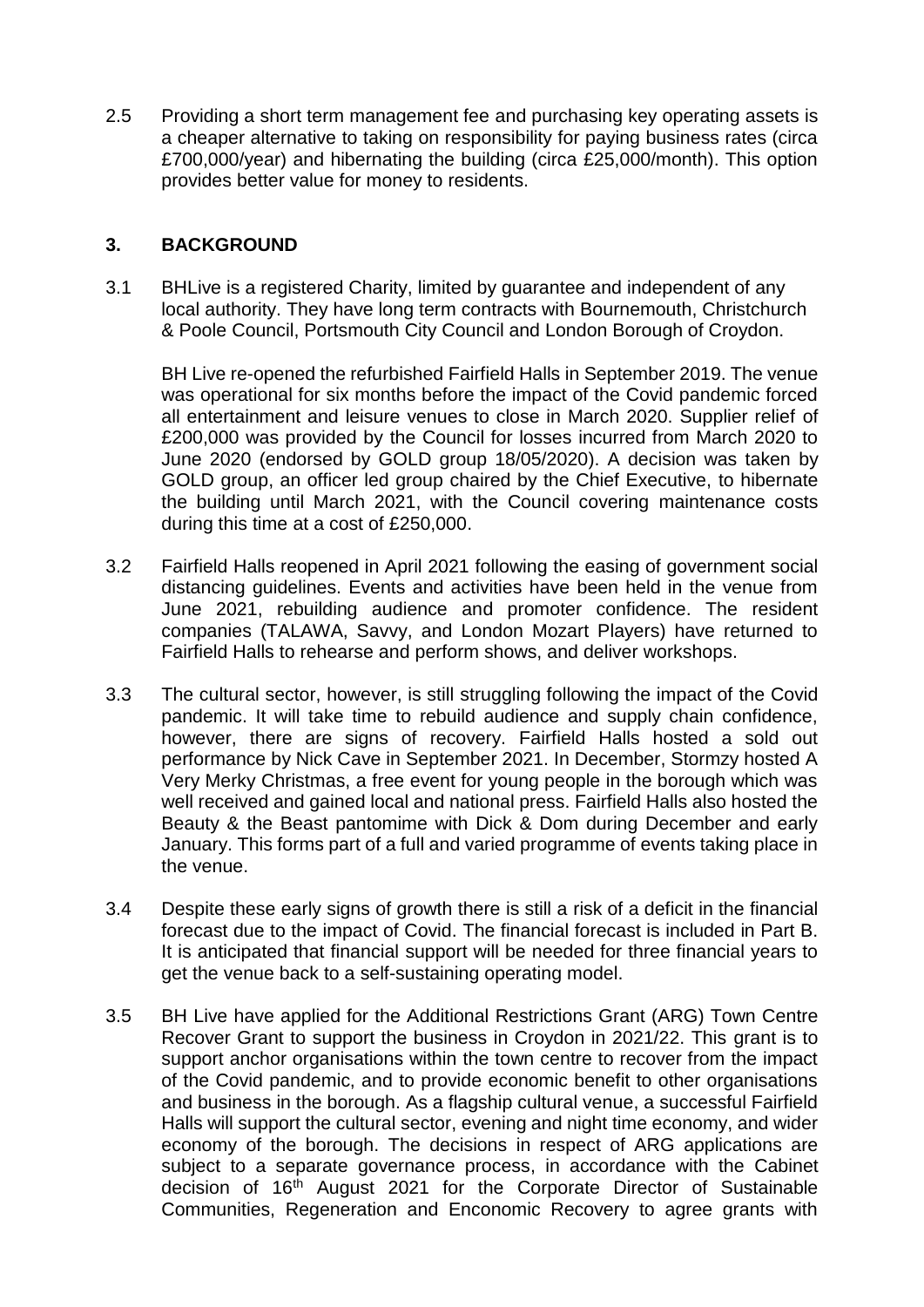2.5 Providing a short term management fee and purchasing key operating assets is a cheaper alternative to taking on responsibility for paying business rates (circa £700,000/year) and hibernating the building (circa £25,000/month). This option provides better value for money to residents.

## 3. BACKGROUND

3.1 BHLive is a registered Charity, limited by guarantee and independent of any local authority. They have long term contracts with Bournemouth, Christchurch & Poole Council, Portsmouth City Council and London Borough of Croydon.

BH Live re-opened the refurbished Fairfield Halls in September 2019. The venue was operational for six months before the impact of the Covid pandemic forced all entertainment and leisure venues to close in March 2020. Supplier relief of £200,000 was provided by the Council for losses incurred from March 2020 to June 2020 (endorsed by GOLD group 18/05/2020). A decision was taken by GOLD group, an officer led group chaired by the Chief Executive, to hibernate the building until March 2021, with the Council covering maintenance costs during this time at a cost of £250,000.

3.2 Fairfield Halls reopened in April 2021 following the easing of government social distancing guidelines. Events and activities have been held in the venue from June 2021, rebuilding audience and promoter confidence. The resident companies (TALAWA, Savvy, and London Mozart Players) have returned to Fairfield Halls to rehearse and perform shows, and deliver workshops.

3.3 The cultural sector, however, is still struggling following the impact of the Covid pandemic. It will take time to rebuild audience and supply chain confidence, however, there are signs of recovery. Fairfield Halls hosted a sold out performance by Nick Cave in September 2021. In December, Stormzy hosted A Very Merky Christmas, a free event for young people in the borough which was well received and gained local and national press. Fairfield Halls also hosted the Beauty & the Beast pantomime with Dick & Dom during December and early January. This forms part of a full and varied programme of events taking place in the venue.

3.4 Despite these early signs of growth there is still a risk of a deficit in the financial forecast due to the impact of Covid. The financial forecast is included in Part B. It is anticipated that financial support will be needed for three financial years to get the venue back to a self-sustaining operating model.

3.5 BH Live have applied for the Additional Restrictions Grant (ARG) Town Centre Recover Grant to support the business in Croydon in 2021/22. This grant is to support anchor organisations within the town centre to recover from the impact of the Covid pandemic, and to provide economic benefit to other organisations and business in the borough. As a flagship cultural venue, a successful Fairfield Halls will support the cultural sector, evening and night time economy, and wider economy of the borough. The decisions in respect of ARG applications are subject to a separate governance process, in accordance with the Cabinet decision of 16th August 2021 for the Corporate Director of Sustainable Communities, Regeneration and Enconomic Recovery to agree grants with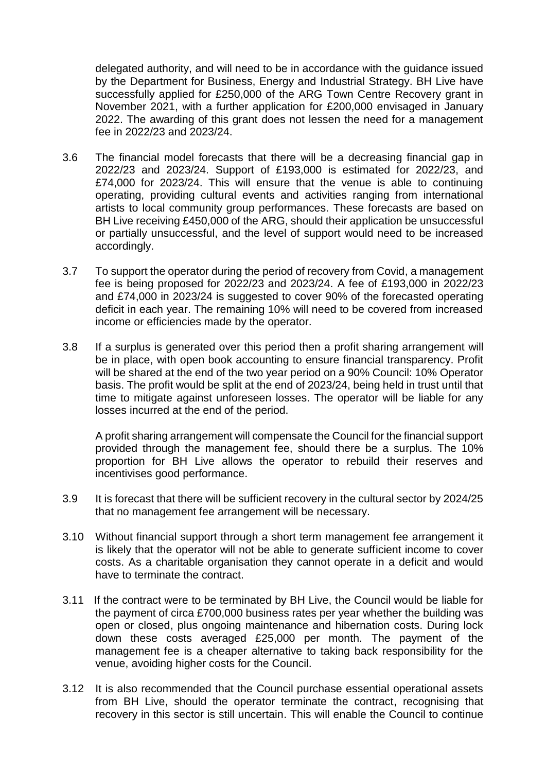delegated authority, and will need to be in accordance with the guidance issued by the Department for Business, Energy and Industrial Strategy. BH Live have successfully applied for £250,000 of the ARG Town Centre Recovery grant in November 2021, with a further application for £200,000 envisaged in January 2022. The awarding of this grant does not lessen the need for a management fee in 2022/23 and 2023/24.

3.6 The financial model forecasts that there will be a decreasing financial gap in 2022/23 and 2023/24. Support of £193,000 is estimated for 2022/23, and £74,000 for 2023/24. This will ensure that the venue is able to continuing operating, providing cultural events and activities ranging from international artists to local community group performances. These forecasts are based on BH Live receiving £450,000 of the ARG, should their application be unsuccessful or partially unsuccessful, and the level of support would need to be increased accordingly.

3.7 To support the operator during the period of recovery from Covid, a management fee is being proposed for 2022/23 and 2023/24. A fee of £193,000 in 2022/23 and £74,000 in 2023/24 is suggested to cover 90% of the forecasted operating deficit in each year. The remaining 10% will need to be covered from increased income or efficiencies made by the operator.

3.8 If a surplus is generated over this period then a profit sharing arrangement will be in place, with open book accounting to ensure financial transparency. Profit will be shared at the end of the two year period on a 90% Council: 10% Operator basis. The profit would be split at the end of 2023/24, being held in trust until that time to mitigate against unforeseen losses. The operator will be liable for any losses incurred at the end of the period.

A profit sharing arrangement will compensate the Council for the financial support provided through the management fee, should there be a surplus. The 10% proportion for BH Live allows the operator to rebuild their reserves and incentivises good performance.

3.9 It is forecast that there will be sufficient recovery in the cultural sector by 2024/25 that no management fee arrangement will be necessary.

3.10 Without financial support through a short term management fee arrangement it is likely that the operator will not be able to generate sufficient income to cover costs. As a charitable organisation they cannot operate in a deficit and would have to terminate the contract.

3.11 If the contract were to be terminated by BH Live, the Council would be liable for the payment of circa £700,000 business rates per year whether the building was open or closed, plus ongoing maintenance and hibernation costs. During lock down these costs averaged £25,000 per month. The payment of the management fee is a cheaper alternative to taking back responsibility for the venue, avoiding higher costs for the Council.

3.12 It is also recommended that the Council purchase essential operational assets from BH Live, should the operator terminate the contract, recognising that recovery in this sector is still uncertain. This will enable the Council to continue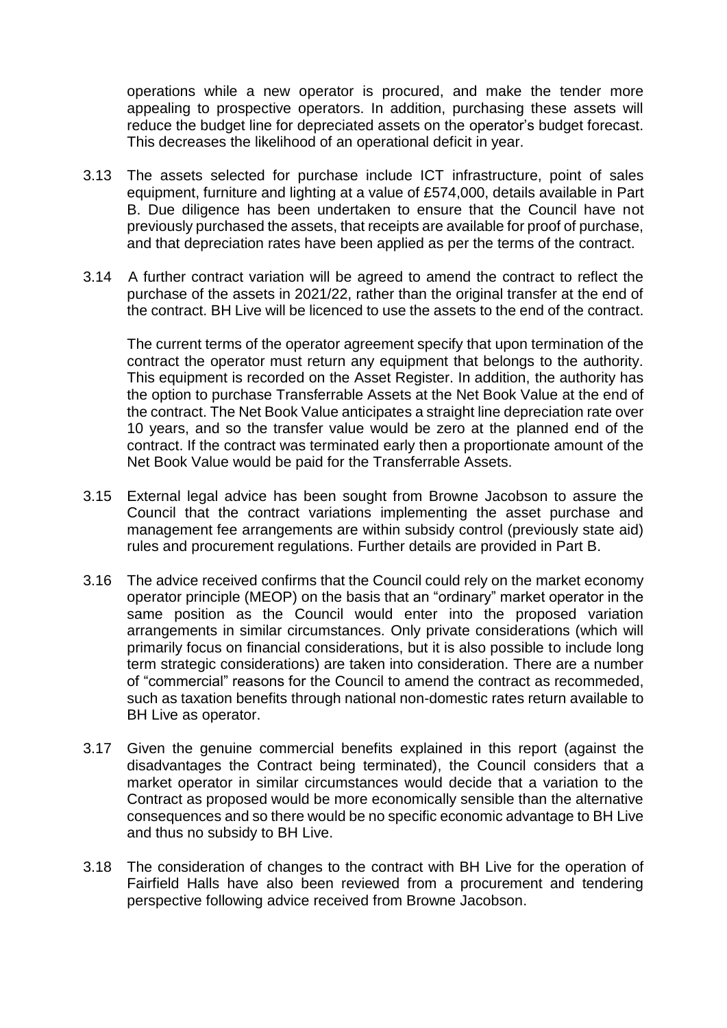operations while a new operator is procured, and make the tender more appealing to prospective operators. In addition, purchasing these assets will reduce the budget line for depreciated assets on the operator's budget forecast. This decreases the likelihood of an operational deficit in year.

3.13 The assets selected for purchase include ICT infrastructure, point of sales equipment, furniture and lighting at a value of £574,000, details available in Part B. Due diligence has been undertaken to ensure that the Council have not previously purchased the assets, that receipts are available for proof of purchase, and that depreciation rates have been applied as per the terms of the contract.

3.14 A further contract variation will be agreed to amend the contract to reflect the purchase of the assets in 2021/22, rather than the original transfer at the end of the contract. BH Live will be licenced to use the assets to the end of the contract.

The current terms of the operator agreement specify that upon termination of the contract the operator must return any equipment that belongs to the authority. This equipment is recorded on the Asset Register. In addition, the authority has the option to purchase Transferrable Assets at the Net Book Value at the end of the contract. The Net Book Value anticipates a straight line depreciation rate over 10 years, and so the transfer value would be zero at the planned end of the contract. If the contract was terminated early then a proportionate amount of the Net Book Value would be paid for the Transferrable Assets.

3.15 External legal advice has been sought from Browne Jacobson to assure the Council that the contract variations implementing the asset purchase and management fee arrangements are within subsidy control (previously state aid) rules and procurement regulations. Further details are provided in Part B.

3.16 The advice received confirms that the Council could rely on the market economy operator principle (MEOP) on the basis that an "ordinary" market operator in the same position as the Council would enter into the proposed variation arrangements in similar circumstances. Only private considerations (which will primarily focus on financial considerations, but it is also possible to include long term strategic considerations) are taken into consideration. There are a number of "commercial" reasons for the Council to amend the contract as recommeded, such as taxation benefits through national non-domestic rates return available to BH Live as operator.

3.17 Given the genuine commercial benefits explained in this report (against the disadvantages the Contract being terminated), the Council considers that a market operator in similar circumstances would decide that a variation to the Contract as proposed would be more economically sensible than the alternative consequences and so there would be no specific economic advantage to BH Live and thus no subsidy to BH Live.

3.18 The consideration of changes to the contract with BH Live for the operation of Fairfield Halls have also been reviewed from a procurement and tendering perspective following advice received from Browne Jacobson.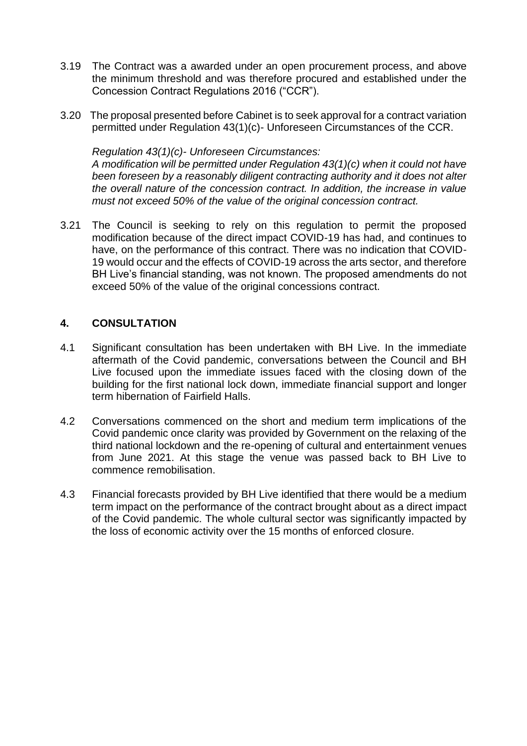3.19 The Contract was a awarded under an open procurement process, and above the minimum threshold and was therefore procured and established under the Concession Contract Regulations 2016 ("CCR").

3.20 The proposal presented before Cabinet is to seek approval for a contract variation permitted under Regulation 43(1)(c)- Unforeseen Circumstances of the CCR.

*Regulation 43(1)(c)- Unforeseen Circumstances:*
*A modification will be permitted under Regulation 43(1)(c) when it could not have been foreseen by a reasonably diligent contracting authority and it does not alter the overall nature of the concession contract. In addition, the increase in value must not exceed 50% of the value of the original concession contract.*

3.21 The Council is seeking to rely on this regulation to permit the proposed modification because of the direct impact COVID-19 has had, and continues to have, on the performance of this contract. There was no indication that COVID-19 would occur and the effects of COVID-19 across the arts sector, and therefore BH Live's financial standing, was not known. The proposed amendments do not exceed 50% of the value of the original concessions contract.

## 4. CONSULTATION

4.1 Significant consultation has been undertaken with BH Live. In the immediate aftermath of the Covid pandemic, conversations between the Council and BH Live focused upon the immediate issues faced with the closing down of the building for the first national lock down, immediate financial support and longer term hibernation of Fairfield Halls.

4.2 Conversations commenced on the short and medium term implications of the Covid pandemic once clarity was provided by Government on the relaxing of the third national lockdown and the re-opening of cultural and entertainment venues from June 2021. At this stage the venue was passed back to BH Live to commence remobilisation.

4.3 Financial forecasts provided by BH Live identified that there would be a medium term impact on the performance of the contract brought about as a direct impact of the Covid pandemic. The whole cultural sector was significantly impacted by the loss of economic activity over the 15 months of enforced closure.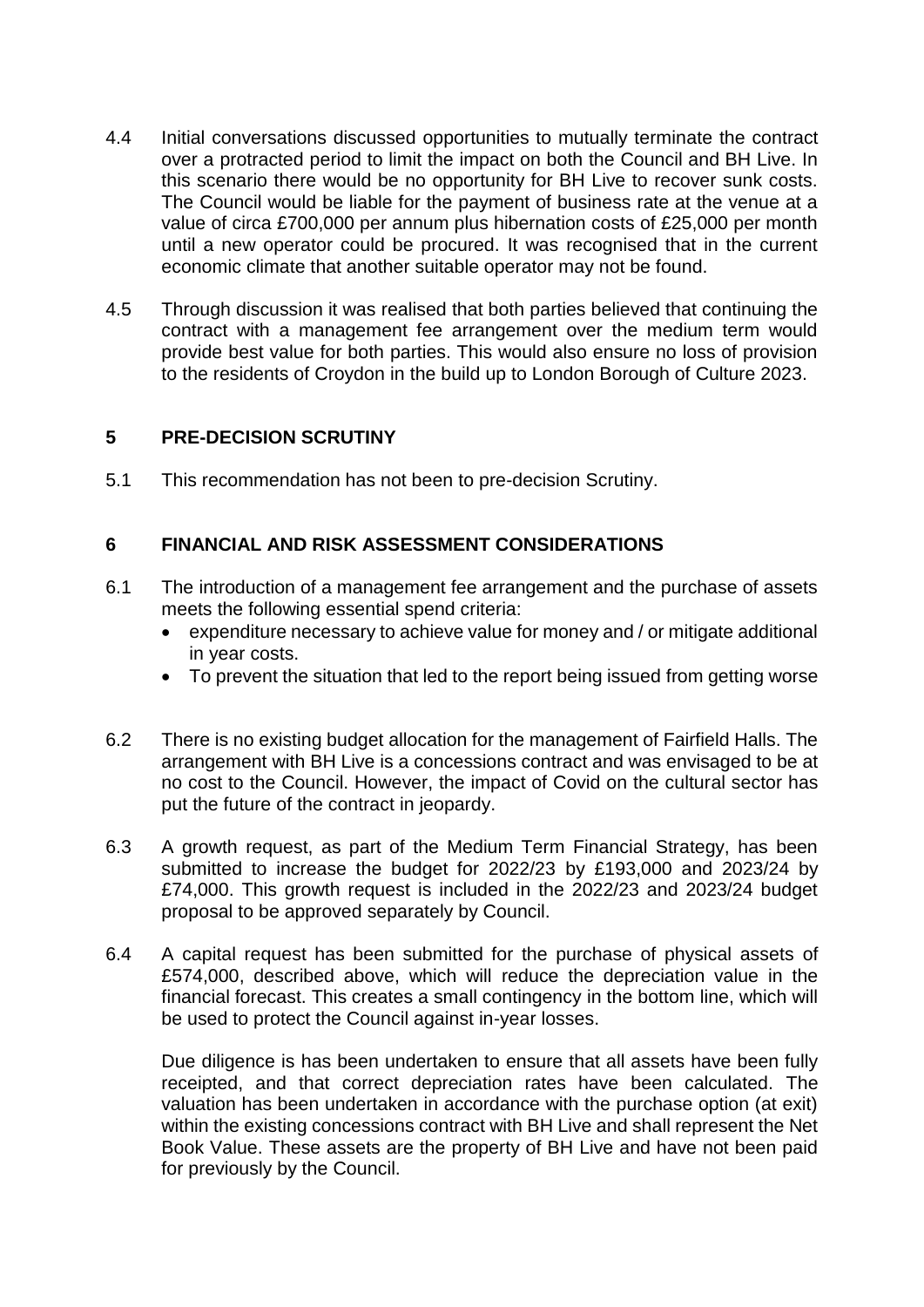4.4 Initial conversations discussed opportunities to mutually terminate the contract over a protracted period to limit the impact on both the Council and BH Live. In this scenario there would be no opportunity for BH Live to recover sunk costs. The Council would be liable for the payment of business rate at the venue at a value of circa £700,000 per annum plus hibernation costs of £25,000 per month until a new operator could be procured. It was recognised that in the current economic climate that another suitable operator may not be found.

4.5 Through discussion it was realised that both parties believed that continuing the contract with a management fee arrangement over the medium term would provide best value for both parties. This would also ensure no loss of provision to the residents of Croydon in the build up to London Borough of Culture 2023.

## 5 PRE-DECISION SCRUTINY

5.1 This recommendation has not been to pre-decision Scrutiny.

## 6 FINANCIAL AND RISK ASSESSMENT CONSIDERATIONS

6.1 The introduction of a management fee arrangement and the purchase of assets meets the following essential spend criteria:

- expenditure necessary to achieve value for money and / or mitigate additional in year costs.
- To prevent the situation that led to the report being issued from getting worse

6.2 There is no existing budget allocation for the management of Fairfield Halls. The arrangement with BH Live is a concessions contract and was envisaged to be at no cost to the Council. However, the impact of Covid on the cultural sector has put the future of the contract in jeopardy.

6.3 A growth request, as part of the Medium Term Financial Strategy, has been submitted to increase the budget for 2022/23 by £193,000 and 2023/24 by £74,000. This growth request is included in the 2022/23 and 2023/24 budget proposal to be approved separately by Council.

6.4 A capital request has been submitted for the purchase of physical assets of £574,000, described above, which will reduce the depreciation value in the financial forecast. This creates a small contingency in the bottom line, which will be used to protect the Council against in-year losses.

Due diligence is has been undertaken to ensure that all assets have been fully receipted, and that correct depreciation rates have been calculated. The valuation has been undertaken in accordance with the purchase option (at exit) within the existing concessions contract with BH Live and shall represent the Net Book Value. These assets are the property of BH Live and have not been paid for previously by the Council.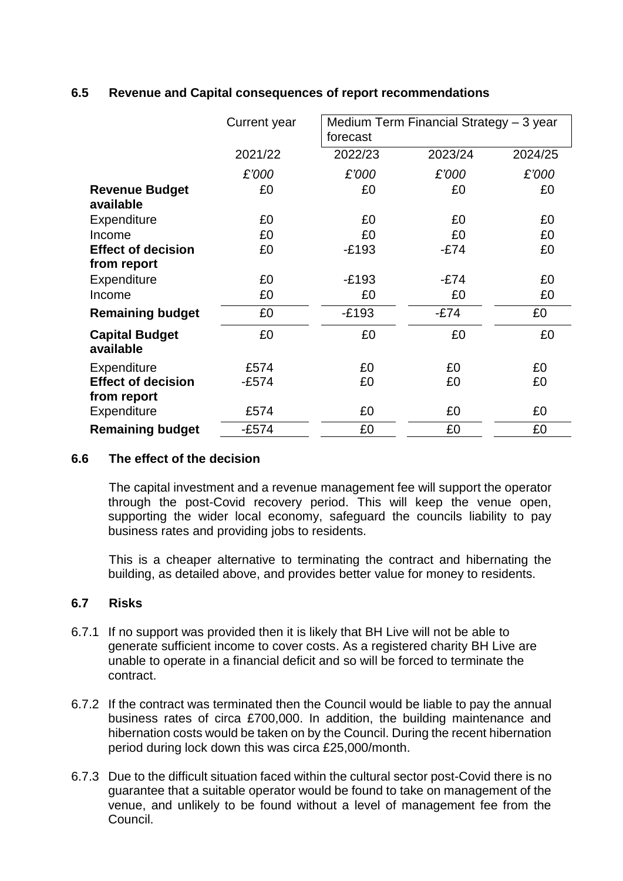### 6.5 Revenue and Capital consequences of report recommendations

| | Current year | Medium Term Financial Strategy – 3 year forecast | | |
|---|---|---|---|---|
| | 2021/22 | 2022/23 | 2023/24 | 2024/25 |
| | *£'000* | *£'000* | *£'000* | *£'000* |
| **Revenue Budget available** | £0 | £0 | £0 | £0 |
| Expenditure | £0 | £0 | £0 | £0 |
| Income | £0 | £0 | £0 | £0 |
| **Effect of decision from report** | £0 | -£193 | -£74 | £0 |
| Expenditure | £0 | -£193 | -£74 | £0 |
| Income | £0 | £0 | £0 | £0 |
| **Remaining budget** | £0 | -£193 | -£74 | £0 |
| **Capital Budget available** | £0 | £0 | £0 | £0 |
| Expenditure | £574 | £0 | £0 | £0 |
| **Effect of decision from report** | -£574 | £0 | £0 | £0 |
| Expenditure | £574 | £0 | £0 | £0 |
| **Remaining budget** | -£574 | £0 | £0 | £0 |

### 6.6 The effect of the decision

The capital investment and a revenue management fee will support the operator through the post-Covid recovery period. This will keep the venue open, supporting the wider local economy, safeguard the councils liability to pay business rates and providing jobs to residents.

This is a cheaper alternative to terminating the contract and hibernating the building, as detailed above, and provides better value for money to residents.

### 6.7 Risks

6.7.1 If no support was provided then it is likely that BH Live will not be able to generate sufficient income to cover costs. As a registered charity BH Live are unable to operate in a financial deficit and so will be forced to terminate the contract.

6.7.2 If the contract was terminated then the Council would be liable to pay the annual business rates of circa £700,000. In addition, the building maintenance and hibernation costs would be taken on by the Council. During the recent hibernation period during lock down this was circa £25,000/month.

6.7.3 Due to the difficult situation faced within the cultural sector post-Covid there is no guarantee that a suitable operator would be found to take on management of the venue, and unlikely to be found without a level of management fee from the Council.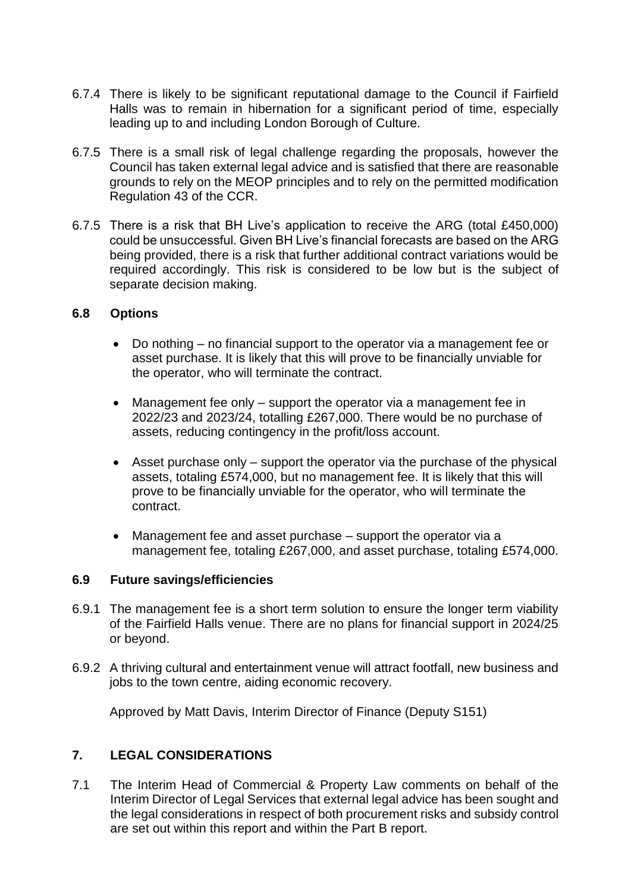6.7.4 There is likely to be significant reputational damage to the Council if Fairfield Halls was to remain in hibernation for a significant period of time, especially leading up to and including London Borough of Culture.

6.7.5 There is a small risk of legal challenge regarding the proposals, however the Council has taken external legal advice and is satisfied that there are reasonable grounds to rely on the MEOP principles and to rely on the permitted modification Regulation 43 of the CCR.

6.7.5 There is a risk that BH Live's application to receive the ARG (total £450,000) could be unsuccessful. Given BH Live's financial forecasts are based on the ARG being provided, there is a risk that further additional contract variations would be required accordingly. This risk is considered to be low but is the subject of separate decision making.

### 6.8 Options

- Do nothing – no financial support to the operator via a management fee or asset purchase. It is likely that this will prove to be financially unviable for the operator, who will terminate the contract.

- Management fee only – support the operator via a management fee in 2022/23 and 2023/24, totalling £267,000. There would be no purchase of assets, reducing contingency in the profit/loss account.

- Asset purchase only – support the operator via the purchase of the physical assets, totaling £574,000, but no management fee. It is likely that this will prove to be financially unviable for the operator, who will terminate the contract.

- Management fee and asset purchase – support the operator via a management fee, totaling £267,000, and asset purchase, totaling £574,000.

### 6.9 Future savings/efficiencies

6.9.1 The management fee is a short term solution to ensure the longer term viability of the Fairfield Halls venue. There are no plans for financial support in 2024/25 or beyond.

6.9.2 A thriving cultural and entertainment venue will attract footfall, new business and jobs to the town centre, aiding economic recovery.

Approved by Matt Davis, Interim Director of Finance (Deputy S151)

## 7. LEGAL CONSIDERATIONS

7.1 The Interim Head of Commercial & Property Law comments on behalf of the Interim Director of Legal Services that external legal advice has been sought and the legal considerations in respect of both procurement risks and subsidy control are set out within this report and within the Part B report.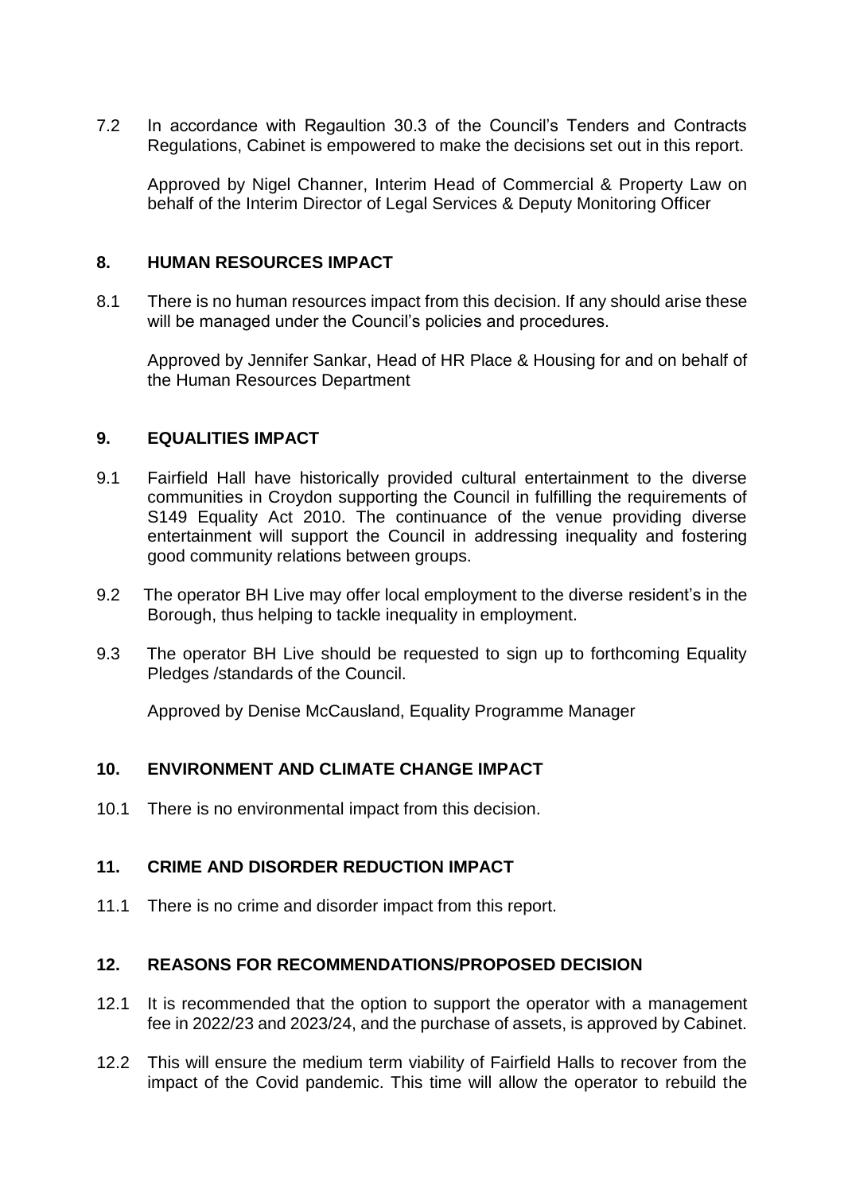7.2 In accordance with Regaultion 30.3 of the Council's Tenders and Contracts Regulations, Cabinet is empowered to make the decisions set out in this report.

Approved by Nigel Channer, Interim Head of Commercial & Property Law on behalf of the Interim Director of Legal Services & Deputy Monitoring Officer

## 8. HUMAN RESOURCES IMPACT

8.1 There is no human resources impact from this decision. If any should arise these will be managed under the Council's policies and procedures.

Approved by Jennifer Sankar, Head of HR Place & Housing for and on behalf of the Human Resources Department

## 9. EQUALITIES IMPACT

9.1 Fairfield Hall have historically provided cultural entertainment to the diverse communities in Croydon supporting the Council in fulfilling the requirements of S149 Equality Act 2010. The continuance of the venue providing diverse entertainment will support the Council in addressing inequality and fostering good community relations between groups.

9.2 The operator BH Live may offer local employment to the diverse resident's in the Borough, thus helping to tackle inequality in employment.

9.3 The operator BH Live should be requested to sign up to forthcoming Equality Pledges /standards of the Council.

Approved by Denise McCausland, Equality Programme Manager

## 10. ENVIRONMENT AND CLIMATE CHANGE IMPACT

10.1 There is no environmental impact from this decision.

## 11. CRIME AND DISORDER REDUCTION IMPACT

11.1 There is no crime and disorder impact from this report.

## 12. REASONS FOR RECOMMENDATIONS/PROPOSED DECISION

12.1 It is recommended that the option to support the operator with a management fee in 2022/23 and 2023/24, and the purchase of assets, is approved by Cabinet.

12.2 This will ensure the medium term viability of Fairfield Halls to recover from the impact of the Covid pandemic. This time will allow the operator to rebuild the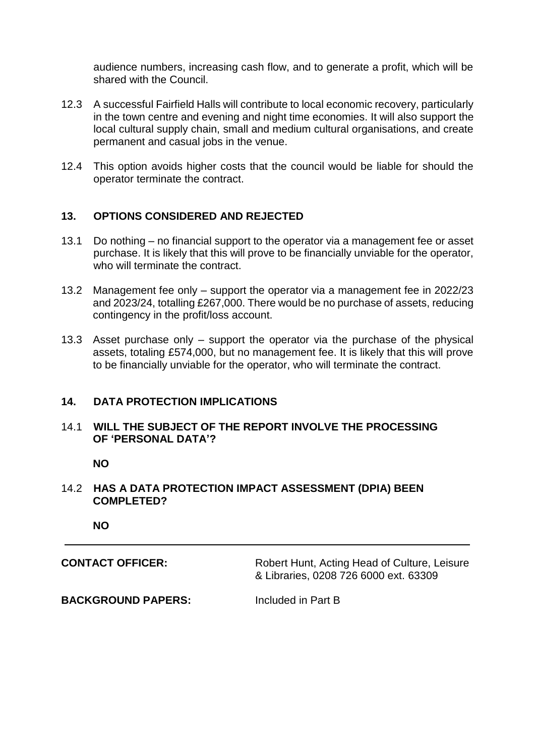audience numbers, increasing cash flow, and to generate a profit, which will be shared with the Council.

12.3 A successful Fairfield Halls will contribute to local economic recovery, particularly in the town centre and evening and night time economies. It will also support the local cultural supply chain, small and medium cultural organisations, and create permanent and casual jobs in the venue.

12.4 This option avoids higher costs that the council would be liable for should the operator terminate the contract.

## 13. OPTIONS CONSIDERED AND REJECTED

13.1 Do nothing – no financial support to the operator via a management fee or asset purchase. It is likely that this will prove to be financially unviable for the operator, who will terminate the contract.

13.2 Management fee only – support the operator via a management fee in 2022/23 and 2023/24, totalling £267,000. There would be no purchase of assets, reducing contingency in the profit/loss account.

13.3 Asset purchase only – support the operator via the purchase of the physical assets, totaling £574,000, but no management fee. It is likely that this will prove to be financially unviable for the operator, who will terminate the contract.

## 14. DATA PROTECTION IMPLICATIONS

14.1 **WILL THE SUBJECT OF THE REPORT INVOLVE THE PROCESSING OF 'PERSONAL DATA'?**

**NO**

14.2 **HAS A DATA PROTECTION IMPACT ASSESSMENT (DPIA) BEEN COMPLETED?**

**NO**

---

**CONTACT OFFICER:** Robert Hunt, Acting Head of Culture, Leisure & Libraries, 0208 726 6000 ext. 63309

**BACKGROUND PAPERS:** Included in Part B